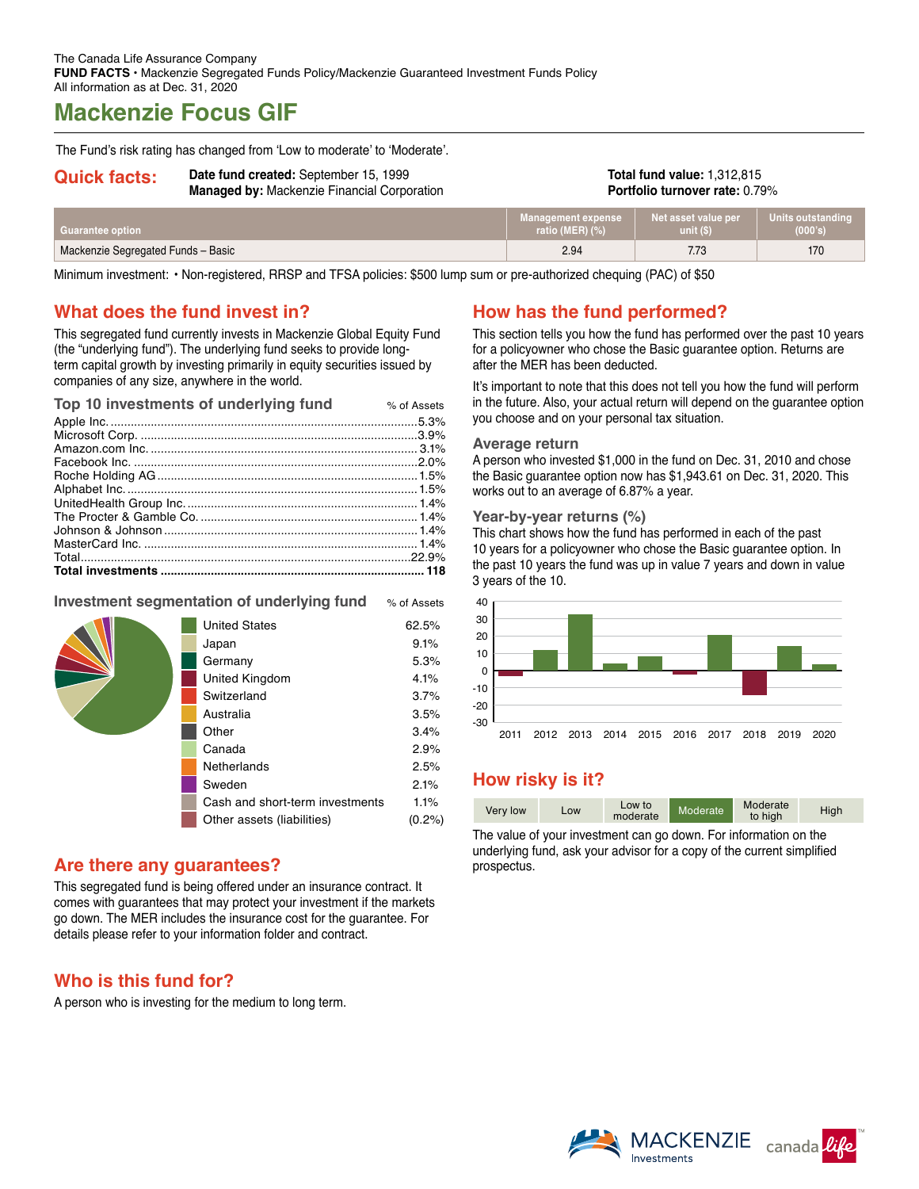The Canada Life Assurance Company
**FUND FACTS** • Mackenzie Segregated Funds Policy/Mackenzie Guaranteed Investment Funds Policy
All information as at Dec. 31, 2020

# Mackenzie Focus GIF

The Fund's risk rating has changed from 'Low to moderate' to 'Moderate'.

## Quick facts:

**Date fund created:** September 15, 1999
**Managed by:** Mackenzie Financial Corporation

**Total fund value:** 1,312,815
**Portfolio turnover rate:** 0.79%

| Guarantee option | Management expense ratio (MER) (%) | Net asset value per unit ($) | Units outstanding (000's) |
|---|---|---|---|
| Mackenzie Segregated Funds – Basic | 2.94 | 7.73 | 170 |

Minimum investment: • Non-registered, RRSP and TFSA policies: $500 lump sum or pre-authorized chequing (PAC) of $50

## What does the fund invest in?

This segregated fund currently invests in Mackenzie Global Equity Fund (the "underlying fund"). The underlying fund seeks to provide long-term capital growth by investing primarily in equity securities issued by companies of any size, anywhere in the world.

### Top 10 investments of underlying fund

| | % of Assets |
|---|---|
| Apple Inc. | 5.3% |
| Microsoft Corp. | 3.9% |
| Amazon.com Inc. | 3.1% |
| Facebook Inc. | 2.0% |
| Roche Holding AG | 1.5% |
| Alphabet Inc. | 1.5% |
| UnitedHealth Group Inc. | 1.4% |
| The Procter & Gamble Co. | 1.4% |
| Johnson & Johnson | 1.4% |
| MasterCard Inc. | 1.4% |
| Total | 22.9% |
| **Total investments** | **118** |

### Investment segmentation of underlying fund

| | % of Assets |
|---|---|
| United States | 62.5% |
| Japan | 9.1% |
| Germany | 5.3% |
| United Kingdom | 4.1% |
| Switzerland | 3.7% |
| Australia | 3.5% |
| Other | 3.4% |
| Canada | 2.9% |
| Netherlands | 2.5% |
| Sweden | 2.1% |
| Cash and short-term investments | 1.1% |
| Other assets (liabilities) | (0.2%) |

## Are there any guarantees?

This segregated fund is being offered under an insurance contract. It comes with guarantees that may protect your investment if the markets go down. The MER includes the insurance cost for the guarantee. For details please refer to your information folder and contract.

## Who is this fund for?

A person who is investing for the medium to long term.

## How has the fund performed?

This section tells you how the fund has performed over the past 10 years for a policyowner who chose the Basic guarantee option. Returns are after the MER has been deducted.

It's important to note that this does not tell you how the fund will perform in the future. Also, your actual return will depend on the guarantee option you choose and on your personal tax situation.

### Average return

A person who invested $1,000 in the fund on Dec. 31, 2010 and chose the Basic guarantee option now has $1,943.61 on Dec. 31, 2020. This works out to an average of 6.87% a year.

### Year-by-year returns (%)

This chart shows how the fund has performed in each of the past 10 years for a policyowner who chose the Basic guarantee option. In the past 10 years the fund was up in value 7 years and down in value 3 years of the 10.

## How risky is it?

| Very low | Low | Low to moderate | **Moderate** | Moderate to high | High |
|---|---|---|---|---|---|

The value of your investment can go down. For information on the underlying fund, ask your advisor for a copy of the current simplified prospectus.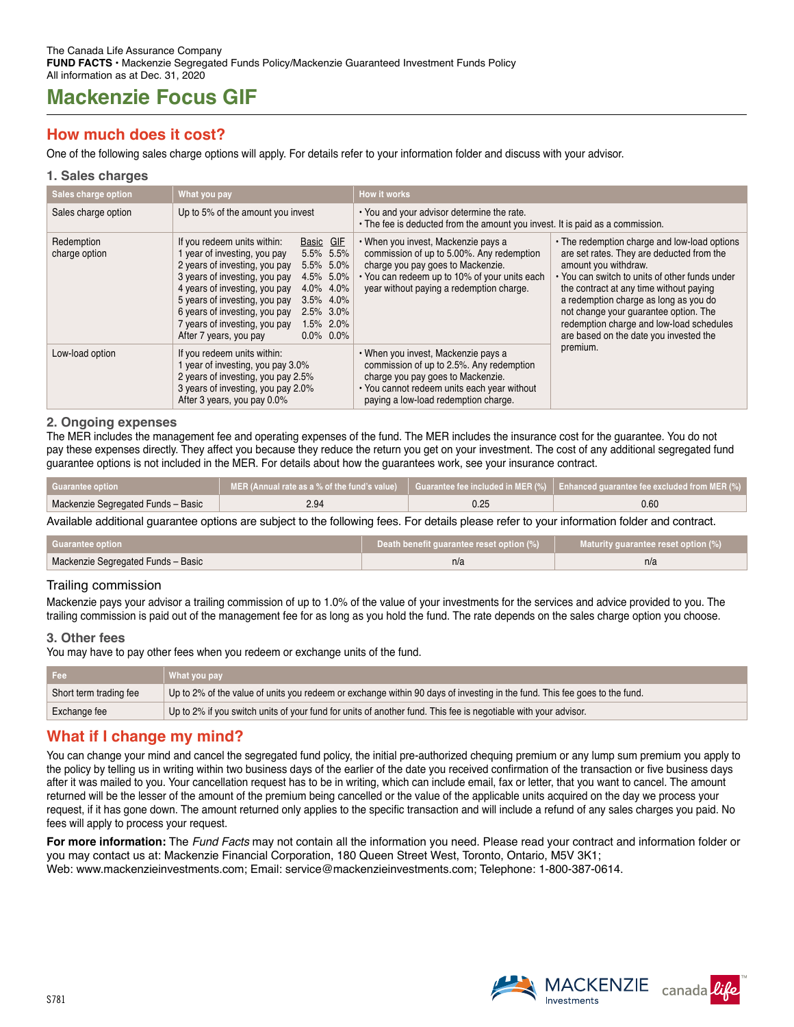The Canada Life Assurance Company
**FUND FACTS** • Mackenzie Segregated Funds Policy/Mackenzie Guaranteed Investment Funds Policy
All information as at Dec. 31, 2020

# Mackenzie Focus GIF

## How much does it cost?

One of the following sales charge options will apply. For details refer to your information folder and discuss with your advisor.

### 1. Sales charges

| Sales charge option | What you pay | How it works | |
|---|---|---|---|
| Sales charge option | Up to 5% of the amount you invest | • You and your advisor determine the rate.<br>• The fee is deducted from the amount you invest. It is paid as a commission. | |
| Redemption charge option | If you redeem units within: Basic / GIF<br>1 year of investing, you pay 5.5% 5.5%<br>2 years of investing, you pay 5.5% 5.0%<br>3 years of investing, you pay 4.5% 5.0%<br>4 years of investing, you pay 4.0% 4.0%<br>5 years of investing, you pay 3.5% 4.0%<br>6 years of investing, you pay 2.5% 3.0%<br>7 years of investing, you pay 1.5% 2.0%<br>After 7 years, you pay 0.0% 0.0% | • When you invest, Mackenzie pays a commission of up to 5.00%. Any redemption charge you pay goes to Mackenzie.<br>• You can redeem up to 10% of your units each year without paying a redemption charge. | • The redemption charge and low-load options are set rates. They are deducted from the amount you withdraw.<br>• You can switch to units of other funds under the contract at any time without paying a redemption charge as long as you do not change your guarantee option. The redemption charge and low-load schedules are based on the date you invested the premium. |
| Low-load option | If you redeem units within:<br>1 year of investing, you pay 3.0%<br>2 years of investing, you pay 2.5%<br>3 years of investing, you pay 2.0%<br>After 3 years, you pay 0.0% | • When you invest, Mackenzie pays a commission of up to 2.5%. Any redemption charge you pay goes to Mackenzie.<br>• You cannot redeem units each year without paying a low-load redemption charge. | |

### 2. Ongoing expenses

The MER includes the management fee and operating expenses of the fund. The MER includes the insurance cost for the guarantee. You do not pay these expenses directly. They affect you because they reduce the return you get on your investment. The cost of any additional segregated fund guarantee options is not included in the MER. For details about how the guarantees work, see your insurance contract.

| Guarantee option | MER (Annual rate as a % of the fund's value) | Guarantee fee included in MER (%) | Enhanced guarantee fee excluded from MER (%) |
|---|---|---|---|
| Mackenzie Segregated Funds – Basic | 2.94 | 0.25 | 0.60 |

Available additional guarantee options are subject to the following fees. For details please refer to your information folder and contract.

| Guarantee option | Death benefit guarantee reset option (%) | Maturity guarantee reset option (%) |
|---|---|---|
| Mackenzie Segregated Funds – Basic | n/a | n/a |

#### Trailing commission

Mackenzie pays your advisor a trailing commission of up to 1.0% of the value of your investments for the services and advice provided to you. The trailing commission is paid out of the management fee for as long as you hold the fund. The rate depends on the sales charge option you choose.

### 3. Other fees

You may have to pay other fees when you redeem or exchange units of the fund.

| Fee | What you pay |
|---|---|
| Short term trading fee | Up to 2% of the value of units you redeem or exchange within 90 days of investing in the fund. This fee goes to the fund. |
| Exchange fee | Up to 2% if you switch units of your fund for units of another fund. This fee is negotiable with your advisor. |

## What if I change my mind?

You can change your mind and cancel the segregated fund policy, the initial pre-authorized chequing premium or any lump sum premium you apply to the policy by telling us in writing within two business days of the earlier of the date you received confirmation of the transaction or five business days after it was mailed to you. Your cancellation request has to be in writing, which can include email, fax or letter, that you want to cancel. The amount returned will be the lesser of the amount of the premium being cancelled or the value of the applicable units acquired on the day we process your request, if it has gone down. The amount returned only applies to the specific transaction and will include a refund of any sales charges you paid. No fees will apply to process your request.

**For more information:** The *Fund Facts* may not contain all the information you need. Please read your contract and information folder or you may contact us at: Mackenzie Financial Corporation, 180 Queen Street West, Toronto, Ontario, M5V 3K1;
Web: www.mackenzieinvestments.com; Email: service@mackenzieinvestments.com; Telephone: 1-800-387-0614.

S781